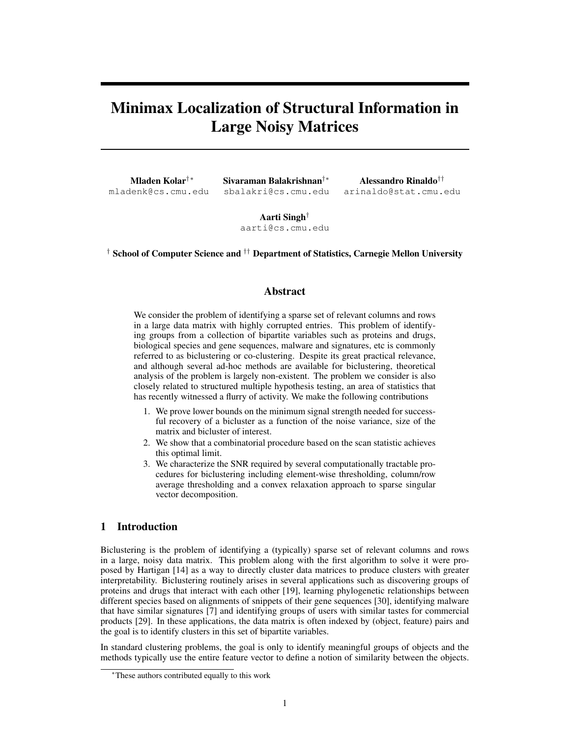# Minimax Localization of Structural Information in Large Noisy Matrices

**Mladen Kolar**[†*]
mladenk@cs.cmu.edu

**Sivaraman Balakrishnan**[†*]
sbalakri@cs.cmu.edu

**Alessandro Rinaldo**[††]
arinaldo@stat.cmu.edu

**Aarti Singh**[†]
aarti@cs.cmu.edu

[†] **School of Computer Science and** [††] **Department of Statistics, Carnegie Mellon University**

## Abstract

We consider the problem of identifying a sparse set of relevant columns and rows in a large data matrix with highly corrupted entries. This problem of identifying groups from a collection of bipartite variables such as proteins and drugs, biological species and gene sequences, malware and signatures, etc is commonly referred to as biclustering or co-clustering. Despite its great practical relevance, and although several ad-hoc methods are available for biclustering, theoretical analysis of the problem is largely non-existent. The problem we consider is also closely related to structured multiple hypothesis testing, an area of statistics that has recently witnessed a flurry of activity. We make the following contributions

1. We prove lower bounds on the minimum signal strength needed for successful recovery of a bicluster as a function of the noise variance, size of the matrix and bicluster of interest.
2. We show that a combinatorial procedure based on the scan statistic achieves this optimal limit.
3. We characterize the SNR required by several computationally tractable procedures for biclustering including element-wise thresholding, column/row average thresholding and a convex relaxation approach to sparse singular vector decomposition.

## 1 Introduction

Biclustering is the problem of identifying a (typically) sparse set of relevant columns and rows in a large, noisy data matrix. This problem along with the first algorithm to solve it were proposed by Hartigan [14] as a way to directly cluster data matrices to produce clusters with greater interpretability. Biclustering routinely arises in several applications such as discovering groups of proteins and drugs that interact with each other [19], learning phylogenetic relationships between different species based on alignments of snippets of their gene sequences [30], identifying malware that have similar signatures [7] and identifying groups of users with similar tastes for commercial products [29]. In these applications, the data matrix is often indexed by (object, feature) pairs and the goal is to identify clusters in this set of bipartite variables.

In standard clustering problems, the goal is only to identify meaningful groups of objects and the methods typically use the entire feature vector to define a notion of similarity between the objects.

[*]These authors contributed equally to this work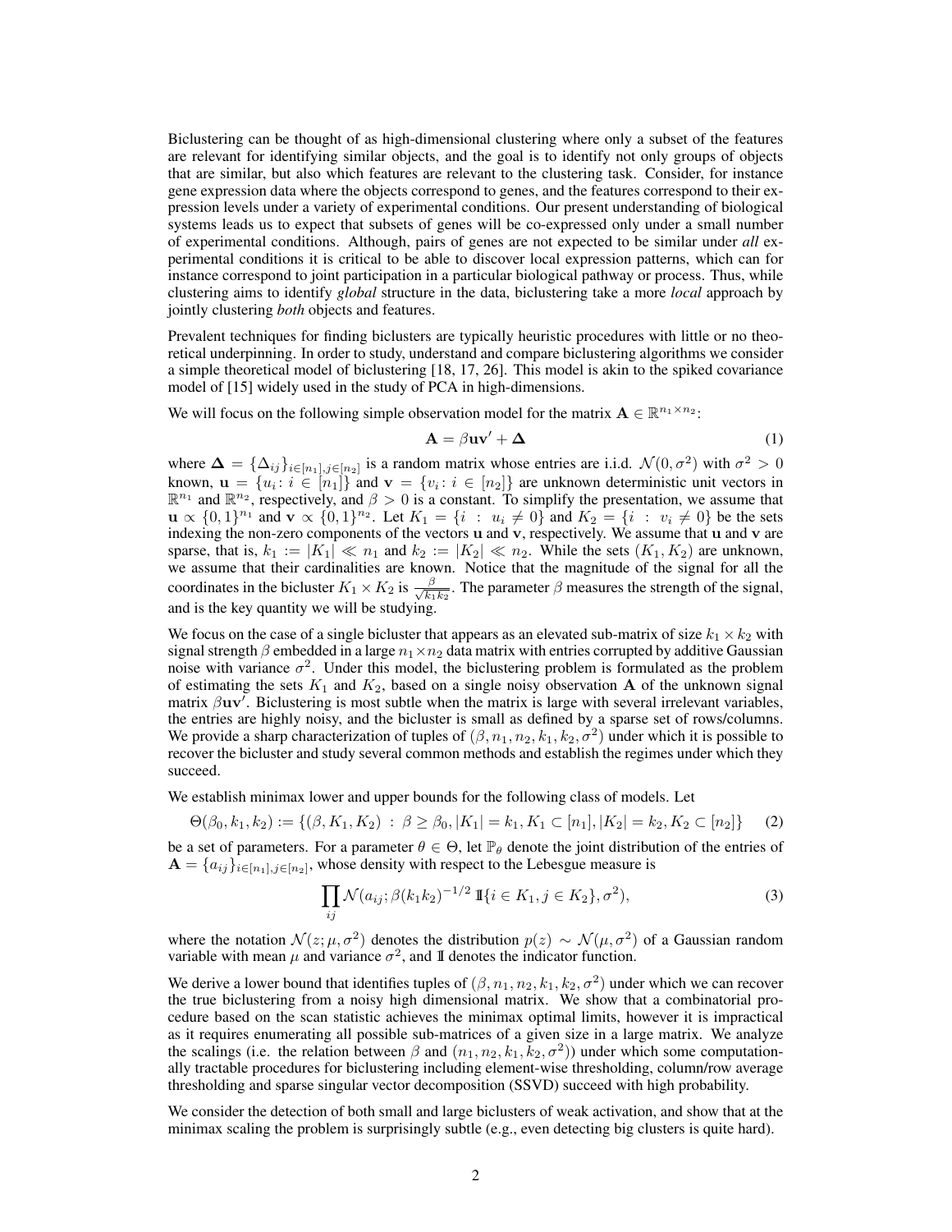Biclustering can be thought of as high-dimensional clustering where only a subset of the features are relevant for identifying similar objects, and the goal is to identify not only groups of objects that are similar, but also which features are relevant to the clustering task. Consider, for instance gene expression data where the objects correspond to genes, and the features correspond to their expression levels under a variety of experimental conditions. Our present understanding of biological systems leads us to expect that subsets of genes will be co-expressed only under a small number of experimental conditions. Although, pairs of genes are not expected to be similar under *all* experimental conditions it is critical to be able to discover local expression patterns, which can for instance correspond to joint participation in a particular biological pathway or process. Thus, while clustering aims to identify *global* structure in the data, biclustering take a more *local* approach by jointly clustering *both* objects and features.

Prevalent techniques for finding biclusters are typically heuristic procedures with little or no theoretical underpinning. In order to study, understand and compare biclustering algorithms we consider a simple theoretical model of biclustering [18, 17, 26]. This model is akin to the spiked covariance model of [15] widely used in the study of PCA in high-dimensions.

We will focus on the following simple observation model for the matrix $\mathbf{A} \in \mathbb{R}^{n_1 \times n_2}$:

$$\mathbf{A} = \beta \mathbf{u}\mathbf{v}' + \mathbf{\Delta} \tag{1}$$

where $\mathbf{\Delta} = \{\Delta_{ij}\}_{i \in [n_1], j \in [n_2]}$ is a random matrix whose entries are i.i.d. $\mathcal{N}(0, \sigma^2)$ with $\sigma^2 > 0$ known, $\mathbf{u} = \{u_i : i \in [n_1]\}$ and $\mathbf{v} = \{v_i : i \in [n_2]\}$ are unknown deterministic unit vectors in $\mathbb{R}^{n_1}$ and $\mathbb{R}^{n_2}$, respectively, and $\beta > 0$ is a constant. To simplify the presentation, we assume that $\mathbf{u} \propto \{0, 1\}^{n_1}$ and $\mathbf{v} \propto \{0, 1\}^{n_2}$. Let $K_1 = \{i : u_i \neq 0\}$ and $K_2 = \{i : v_i \neq 0\}$ be the sets indexing the non-zero components of the vectors $\mathbf{u}$ and $\mathbf{v}$, respectively. We assume that $\mathbf{u}$ and $\mathbf{v}$ are sparse, that is, $k_1 := |K_1| \ll n_1$ and $k_2 := |K_2| \ll n_2$. While the sets $(K_1, K_2)$ are unknown, we assume that their cardinalities are known. Notice that the magnitude of the signal for all the coordinates in the bicluster $K_1 \times K_2$ is $\frac{\beta}{\sqrt{k_1 k_2}}$. The parameter $\beta$ measures the strength of the signal, and is the key quantity we will be studying.

We focus on the case of a single bicluster that appears as an elevated sub-matrix of size $k_1 \times k_2$ with signal strength $\beta$ embedded in a large $n_1 \times n_2$ data matrix with entries corrupted by additive Gaussian noise with variance $\sigma^2$. Under this model, the biclustering problem is formulated as the problem of estimating the sets $K_1$ and $K_2$, based on a single noisy observation $\mathbf{A}$ of the unknown signal matrix $\beta \mathbf{u}\mathbf{v}'$. Biclustering is most subtle when the matrix is large with several irrelevant variables, the entries are highly noisy, and the bicluster is small as defined by a sparse set of rows/columns. We provide a sharp characterization of tuples of $(\beta, n_1, n_2, k_1, k_2, \sigma^2)$ under which it is possible to recover the bicluster and study several common methods and establish the regimes under which they succeed.

We establish minimax lower and upper bounds for the following class of models. Let

$$\Theta(\beta_0, k_1, k_2) := \{(\beta, K_1, K_2) \;:\; \beta \geq \beta_0, |K_1| = k_1, K_1 \subset [n_1], |K_2| = k_2, K_2 \subset [n_2]\} \tag{2}$$

be a set of parameters. For a parameter $\theta \in \Theta$, let $\mathbb{P}_\theta$ denote the joint distribution of the entries of $\mathbf{A} = \{a_{ij}\}_{i \in [n_1], j \in [n_2]}$, whose density with respect to the Lebesgue measure is

$$\prod_{ij} \mathcal{N}(a_{ij}; \beta (k_1 k_2)^{-1/2}\, \mathbb{I}\{i \in K_1, j \in K_2\}, \sigma^2), \tag{3}$$

where the notation $\mathcal{N}(z; \mu, \sigma^2)$ denotes the distribution $p(z) \sim \mathcal{N}(\mu, \sigma^2)$ of a Gaussian random variable with mean $\mu$ and variance $\sigma^2$, and $\mathbb{I}$ denotes the indicator function.

We derive a lower bound that identifies tuples of $(\beta, n_1, n_2, k_1, k_2, \sigma^2)$ under which we can recover the true biclustering from a noisy high dimensional matrix. We show that a combinatorial procedure based on the scan statistic achieves the minimax optimal limits, however it is impractical as it requires enumerating all possible sub-matrices of a given size in a large matrix. We analyze the scalings (i.e. the relation between $\beta$ and $(n_1, n_2, k_1, k_2, \sigma^2)$) under which some computationally tractable procedures for biclustering including element-wise thresholding, column/row average thresholding and sparse singular vector decomposition (SSVD) succeed with high probability.

We consider the detection of both small and large biclusters of weak activation, and show that at the minimax scaling the problem is surprisingly subtle (e.g., even detecting big clusters is quite hard).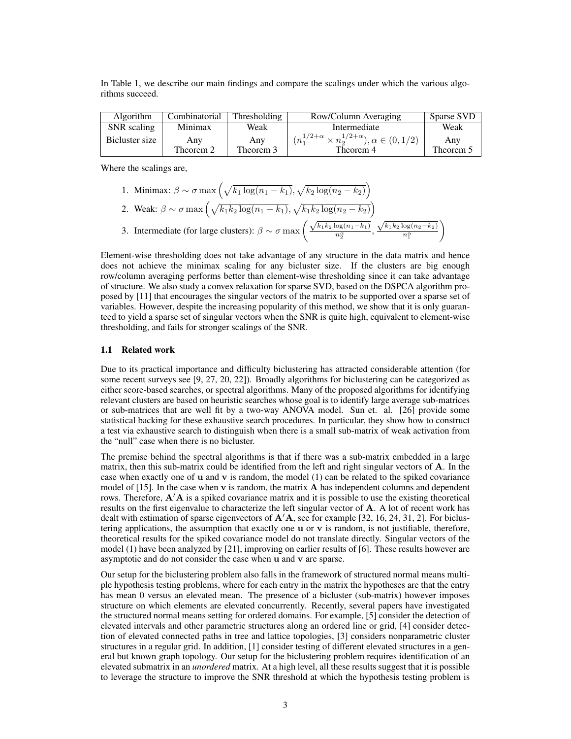In Table 1, we describe our main findings and compare the scalings under which the various algorithms succeed.

| Algorithm | Combinatorial | Thresholding | Row/Column Averaging | Sparse SVD |
|---|---|---|---|---|
| SNR scaling | Minimax | Weak | Intermediate | Weak |
| Bicluster size | Any | Any | $(n_1^{1/2+\alpha} \times n_2^{1/2+\alpha}), \alpha \in (0, 1/2)$ | Any |
| | Theorem 2 | Theorem 3 | Theorem 4 | Theorem 5 |

Where the scalings are,

1. Minimax: $\beta \sim \sigma \max\left(\sqrt{k_1 \log(n_1 - k_1)}, \sqrt{k_2 \log(n_2 - k_2)}\right)$
2. Weak: $\beta \sim \sigma \max\left(\sqrt{k_1 k_2 \log(n_1 - k_1)}, \sqrt{k_1 k_2 \log(n_2 - k_2)}\right)$
3. Intermediate (for large clusters): $\beta \sim \sigma \max\left(\frac{\sqrt{k_1 k_2 \log(n_1 - k_1)}}{n_2^\alpha}, \frac{\sqrt{k_1 k_2 \log(n_2 - k_2)}}{n_1^\alpha}\right)$

Element-wise thresholding does not take advantage of any structure in the data matrix and hence does not achieve the minimax scaling for any bicluster size. If the clusters are big enough row/column averaging performs better than element-wise thresholding since it can take advantage of structure. We also study a convex relaxation for sparse SVD, based on the DSPCA algorithm proposed by [11] that encourages the singular vectors of the matrix to be supported over a sparse set of variables. However, despite the increasing popularity of this method, we show that it is only guaranteed to yield a sparse set of singular vectors when the SNR is quite high, equivalent to element-wise thresholding, and fails for stronger scalings of the SNR.

### 1.1 Related work

Due to its practical importance and difficulty biclustering has attracted considerable attention (for some recent surveys see [9, 27, 20, 22]). Broadly algorithms for biclustering can be categorized as either score-based searches, or spectral algorithms. Many of the proposed algorithms for identifying relevant clusters are based on heuristic searches whose goal is to identify large average sub-matrices or sub-matrices that are well fit by a two-way ANOVA model. Sun et. al. [26] provide some statistical backing for these exhaustive search procedures. In particular, they show how to construct a test via exhaustive search to distinguish when there is a small sub-matrix of weak activation from the "null" case when there is no bicluster.

The premise behind the spectral algorithms is that if there was a sub-matrix embedded in a large matrix, then this sub-matrix could be identified from the left and right singular vectors of $\mathbf{A}$. In the case when exactly one of $\mathbf{u}$ and $\mathbf{v}$ is random, the model (1) can be related to the spiked covariance model of [15]. In the case when $\mathbf{v}$ is random, the matrix $\mathbf{A}$ has independent columns and dependent rows. Therefore, $\mathbf{A}'\mathbf{A}$ is a spiked covariance matrix and it is possible to use the existing theoretical results on the first eigenvalue to characterize the left singular vector of $\mathbf{A}$. A lot of recent work has dealt with estimation of sparse eigenvectors of $\mathbf{A}'\mathbf{A}$, see for example [32, 16, 24, 31, 2]. For biclustering applications, the assumption that exactly one $\mathbf{u}$ or $\mathbf{v}$ is random, is not justifiable, therefore, theoretical results for the spiked covariance model do not translate directly. Singular vectors of the model (1) have been analyzed by [21], improving on earlier results of [6]. These results however are asymptotic and do not consider the case when $\mathbf{u}$ and $\mathbf{v}$ are sparse.

Our setup for the biclustering problem also falls in the framework of structured normal means multiple hypothesis testing problems, where for each entry in the matrix the hypotheses are that the entry has mean 0 versus an elevated mean. The presence of a bicluster (sub-matrix) however imposes structure on which elements are elevated concurrently. Recently, several papers have investigated the structured normal means setting for ordered domains. For example, [5] consider the detection of elevated intervals and other parametric structures along an ordered line or grid, [4] consider detection of elevated connected paths in tree and lattice topologies, [3] considers nonparametric cluster structures in a regular grid. In addition, [1] consider testing of different elevated structures in a general but known graph topology. Our setup for the biclustering problem requires identification of an elevated submatrix in an *unordered* matrix. At a high level, all these results suggest that it is possible to leverage the structure to improve the SNR threshold at which the hypothesis testing problem is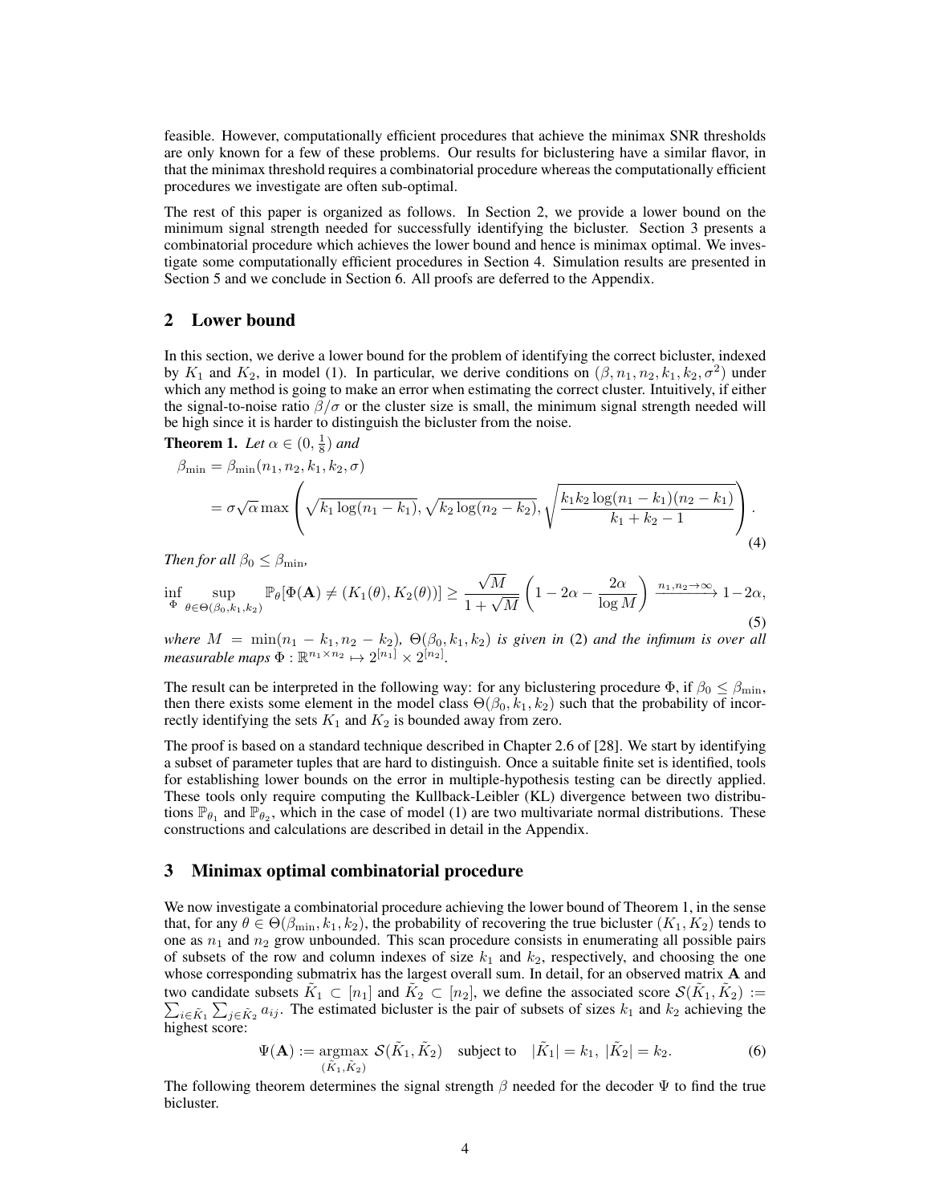feasible. However, computationally efficient procedures that achieve the minimax SNR thresholds are only known for a few of these problems. Our results for biclustering have a similar flavor, in that the minimax threshold requires a combinatorial procedure whereas the computationally efficient procedures we investigate are often sub-optimal.

The rest of this paper is organized as follows. In Section 2, we provide a lower bound on the minimum signal strength needed for successfully identifying the bicluster. Section 3 presents a combinatorial procedure which achieves the lower bound and hence is minimax optimal. We investigate some computationally efficient procedures in Section 4. Simulation results are presented in Section 5 and we conclude in Section 6. All proofs are deferred to the Appendix.

## 2 Lower bound

In this section, we derive a lower bound for the problem of identifying the correct bicluster, indexed by $K_1$ and $K_2$, in model (1). In particular, we derive conditions on $(\beta, n_1, n_2, k_1, k_2, \sigma^2)$ under which any method is going to make an error when estimating the correct cluster. Intuitively, if either the signal-to-noise ratio $\beta/\sigma$ or the cluster size is small, the minimum signal strength needed will be high since it is harder to distinguish the bicluster from the noise.

**Theorem 1.** *Let* $\alpha \in (0, \frac{1}{8})$ *and*

$$
\begin{aligned}
\beta_{\min} &= \beta_{\min}(n_1, n_2, k_1, k_2, \sigma) \\
&= \sigma\sqrt{\alpha} \max\left(\sqrt{k_1 \log(n_1 - k_1)}, \sqrt{k_2 \log(n_2 - k_2)}, \sqrt{\frac{k_1 k_2 \log(n_1 - k_1)(n_2 - k_1)}{k_1 + k_2 - 1}}\right).
\end{aligned} \tag{4}
$$

*Then for all* $\beta_0 \leq \beta_{\min}$*,*

$$
\inf_{\Phi} \sup_{\theta \in \Theta(\beta_0, k_1, k_2)} \mathbb{P}_\theta[\Phi(\mathbf{A}) \neq (K_1(\theta), K_2(\theta))] \geq \frac{\sqrt{M}}{1 + \sqrt{M}}\left(1 - 2\alpha - \frac{2\alpha}{\log M}\right) \xrightarrow{n_1, n_2 \to \infty} 1 - 2\alpha, \tag{5}
$$

*where* $M = \min(n_1 - k_1, n_2 - k_2)$*,* $\Theta(\beta_0, k_1, k_2)$ *is given in* (2) *and the infimum is over all measurable maps* $\Phi : \mathbb{R}^{n_1 \times n_2} \mapsto 2^{[n_1]} \times 2^{[n_2]}$*.*

The result can be interpreted in the following way: for any biclustering procedure $\Phi$, if $\beta_0 \leq \beta_{\min}$, then there exists some element in the model class $\Theta(\beta_0, k_1, k_2)$ such that the probability of incorrectly identifying the sets $K_1$ and $K_2$ is bounded away from zero.

The proof is based on a standard technique described in Chapter 2.6 of [28]. We start by identifying a subset of parameter tuples that are hard to distinguish. Once a suitable finite set is identified, tools for establishing lower bounds on the error in multiple-hypothesis testing can be directly applied. These tools only require computing the Kullback-Leibler (KL) divergence between two distributions $\mathbb{P}_{\theta_1}$ and $\mathbb{P}_{\theta_2}$, which in the case of model (1) are two multivariate normal distributions. These constructions and calculations are described in detail in the Appendix.

## 3 Minimax optimal combinatorial procedure

We now investigate a combinatorial procedure achieving the lower bound of Theorem 1, in the sense that, for any $\theta \in \Theta(\beta_{\min}, k_1, k_2)$, the probability of recovering the true bicluster $(K_1, K_2)$ tends to one as $n_1$ and $n_2$ grow unbounded. This scan procedure consists in enumerating all possible pairs of subsets of the row and column indexes of size $k_1$ and $k_2$, respectively, and choosing the one whose corresponding submatrix has the largest overall sum. In detail, for an observed matrix $\mathbf{A}$ and two candidate subsets $\tilde{K}_1 \subset [n_1]$ and $\tilde{K}_2 \subset [n_2]$, we define the associated score $\mathcal{S}(\tilde{K}_1, \tilde{K}_2) := \sum_{i \in \tilde{K}_1} \sum_{j \in \tilde{K}_2} a_{ij}$. The estimated bicluster is the pair of subsets of sizes $k_1$ and $k_2$ achieving the highest score:

$$
\Psi(\mathbf{A}) := \underset{(\tilde{K}_1, \tilde{K}_2)}{\operatorname{argmax}} \; \mathcal{S}(\tilde{K}_1, \tilde{K}_2) \quad \text{subject to} \quad |\tilde{K}_1| = k_1, \; |\tilde{K}_2| = k_2. \tag{6}
$$

The following theorem determines the signal strength $\beta$ needed for the decoder $\Psi$ to find the true bicluster.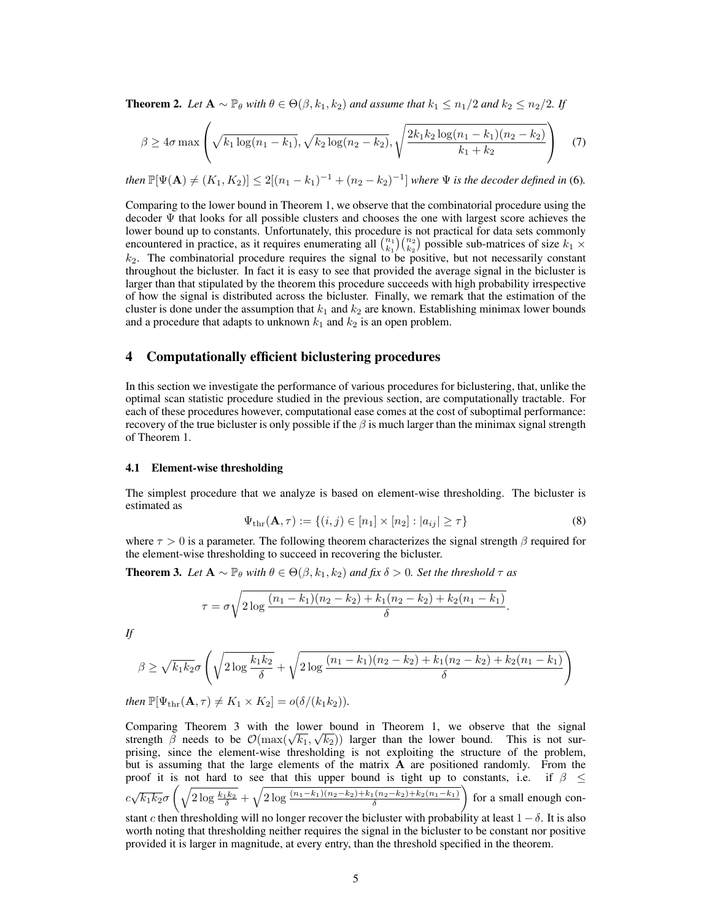**Theorem 2.** *Let $\mathbf{A} \sim \mathbb{P}_\theta$ with $\theta \in \Theta(\beta, k_1, k_2)$ and assume that $k_1 \leq n_1/2$ and $k_2 \leq n_2/2$. If*

$$\beta \geq 4\sigma \max\left(\sqrt{k_1 \log(n_1 - k_1)}, \sqrt{k_2 \log(n_2 - k_2)}, \sqrt{\frac{2k_1k_2 \log(n_1 - k_1)(n_2 - k_2)}{k_1 + k_2}}\right) \tag{7}$$

*then $\mathbb{P}[\Psi(\mathbf{A}) \neq (K_1, K_2)] \leq 2[(n_1 - k_1)^{-1} + (n_2 - k_2)^{-1}]$ where $\Psi$ is the decoder defined in* (6)*.*

Comparing to the lower bound in Theorem 1, we observe that the combinatorial procedure using the decoder $\Psi$ that looks for all possible clusters and chooses the one with largest score achieves the lower bound up to constants. Unfortunately, this procedure is not practical for data sets commonly encountered in practice, as it requires enumerating all $\binom{n_1}{k_1}\binom{n_2}{k_2}$ possible sub-matrices of size $k_1 \times k_2$. The combinatorial procedure requires the signal to be positive, but not necessarily constant throughout the bicluster. In fact it is easy to see that provided the average signal in the bicluster is larger than that stipulated by the theorem this procedure succeeds with high probability irrespective of how the signal is distributed across the bicluster. Finally, we remark that the estimation of the cluster is done under the assumption that $k_1$ and $k_2$ are known. Establishing minimax lower bounds and a procedure that adapts to unknown $k_1$ and $k_2$ is an open problem.

## 4 Computationally efficient biclustering procedures

In this section we investigate the performance of various procedures for biclustering, that, unlike the optimal scan statistic procedure studied in the previous section, are computationally tractable. For each of these procedures however, computational ease comes at the cost of suboptimal performance: recovery of the true bicluster is only possible if the $\beta$ is much larger than the minimax signal strength of Theorem 1.

### 4.1 Element-wise thresholding

The simplest procedure that we analyze is based on element-wise thresholding. The bicluster is estimated as

$$\Psi_{\text{thr}}(\mathbf{A}, \tau) := \{(i, j) \in [n_1] \times [n_2] : |a_{ij}| \geq \tau\} \tag{8}$$

where $\tau > 0$ is a parameter. The following theorem characterizes the signal strength $\beta$ required for the element-wise thresholding to succeed in recovering the bicluster.

**Theorem 3.** *Let $\mathbf{A} \sim \mathbb{P}_\theta$ with $\theta \in \Theta(\beta, k_1, k_2)$ and fix $\delta > 0$. Set the threshold $\tau$ as*

$$\tau = \sigma\sqrt{2 \log \frac{(n_1 - k_1)(n_2 - k_2) + k_1(n_2 - k_2) + k_2(n_1 - k_1)}{\delta}}.$$

*If*

$$\beta \geq \sqrt{k_1k_2}\sigma\left(\sqrt{2 \log \frac{k_1k_2}{\delta}} + \sqrt{2 \log \frac{(n_1 - k_1)(n_2 - k_2) + k_1(n_2 - k_2) + k_2(n_1 - k_1)}{\delta}}\right)$$

*then $\mathbb{P}[\Psi_{\text{thr}}(\mathbf{A}, \tau) \neq K_1 \times K_2] = o(\delta/(k_1k_2))$.*

Comparing Theorem 3 with the lower bound in Theorem 1, we observe that the signal strength $\beta$ needs to be $\mathcal{O}(\max(\sqrt{k_1}, \sqrt{k_2}))$ larger than the lower bound. This is not surprising, since the element-wise thresholding is not exploiting the structure of the problem, but is assuming that the large elements of the matrix $\mathbf{A}$ are positioned randomly. From the proof it is not hard to see that this upper bound is tight up to constants, i.e. if $\beta \leq c\sqrt{k_1k_2}\sigma\left(\sqrt{2 \log \frac{k_1k_2}{\delta}} + \sqrt{2 \log \frac{(n_1 - k_1)(n_2 - k_2) + k_1(n_2 - k_2) + k_2(n_1 - k_1)}{\delta}}\right)$ for a small enough constant $c$ then thresholding will no longer recover the bicluster with probability at least $1 - \delta$. It is also worth noting that thresholding neither requires the signal in the bicluster to be constant nor positive provided it is larger in magnitude, at every entry, than the threshold specified in the theorem.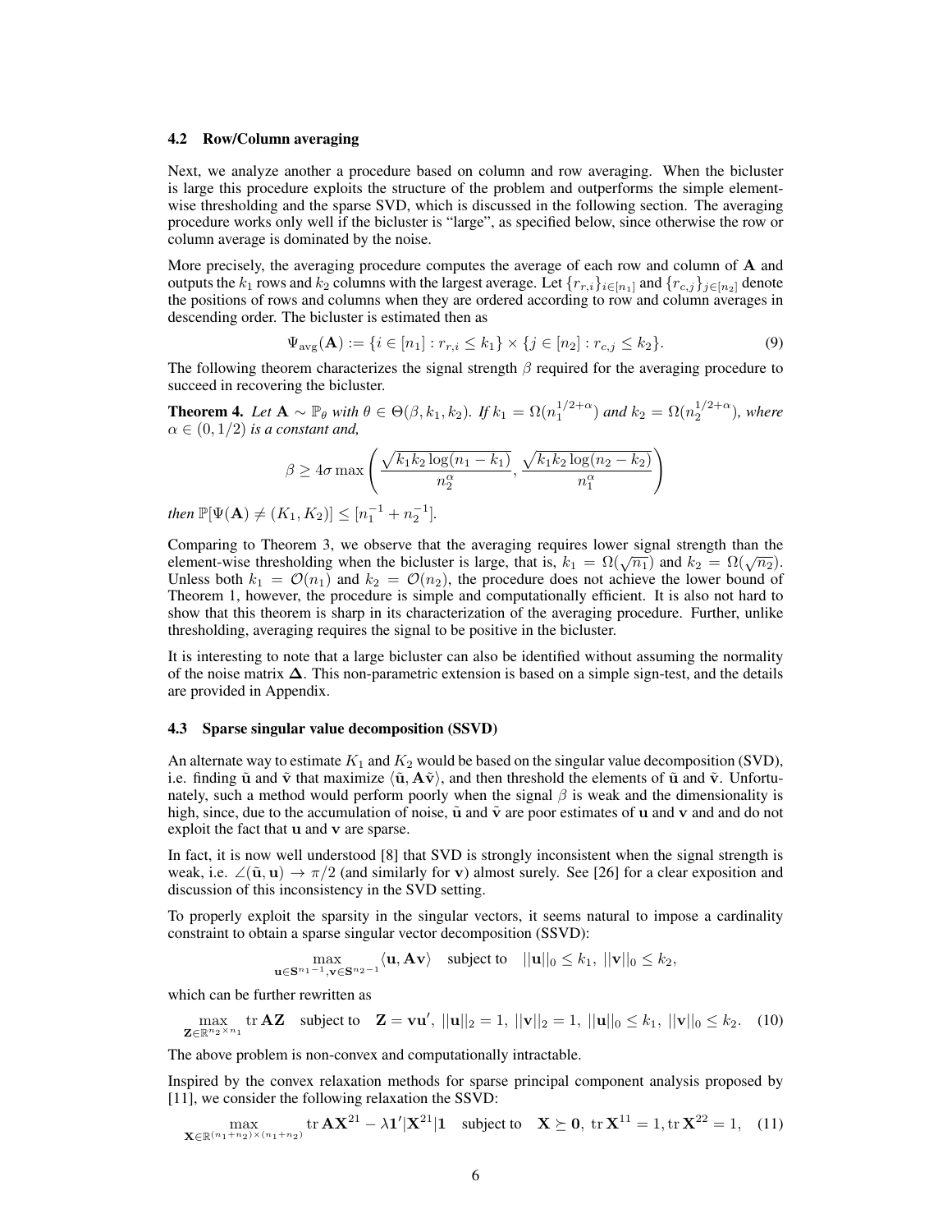### 4.2 Row/Column averaging

Next, we analyze another a procedure based on column and row averaging. When the bicluster is large this procedure exploits the structure of the problem and outperforms the simple element-wise thresholding and the sparse SVD, which is discussed in the following section. The averaging procedure works only well if the bicluster is "large", as specified below, since otherwise the row or column average is dominated by the noise.

More precisely, the averaging procedure computes the average of each row and column of $\mathbf{A}$ and outputs the $k_1$ rows and $k_2$ columns with the largest average. Let $\{r_{r,i}\}_{i\in[n_1]}$ and $\{r_{c,j}\}_{j\in[n_2]}$ denote the positions of rows and columns when they are ordered according to row and column averages in descending order. The bicluster is estimated then as

$$\Psi_{\text{avg}}(\mathbf{A}) := \{i \in [n_1] : r_{r,i} \le k_1\} \times \{j \in [n_2] : r_{c,j} \le k_2\}. \tag{9}$$

The following theorem characterizes the signal strength $\beta$ required for the averaging procedure to succeed in recovering the bicluster.

**Theorem 4.** *Let $\mathbf{A} \sim \mathbb{P}_\theta$ with $\theta \in \Theta(\beta, k_1, k_2)$. If $k_1 = \Omega(n_1^{1/2+\alpha})$ and $k_2 = \Omega(n_2^{1/2+\alpha})$, where $\alpha \in (0, 1/2)$ is a constant and,*

$$\beta \ge 4\sigma \max\left(\frac{\sqrt{k_1 k_2 \log(n_1 - k_1)}}{n_2^\alpha}, \frac{\sqrt{k_1 k_2 \log(n_2 - k_2)}}{n_1^\alpha}\right)$$

*then $\mathbb{P}[\Psi(\mathbf{A}) \ne (K_1, K_2)] \le [n_1^{-1} + n_2^{-1}]$.*

Comparing to Theorem 3, we observe that the averaging requires lower signal strength than the element-wise thresholding when the bicluster is large, that is, $k_1 = \Omega(\sqrt{n_1})$ and $k_2 = \Omega(\sqrt{n_2})$. Unless both $k_1 = \mathcal{O}(n_1)$ and $k_2 = \mathcal{O}(n_2)$, the procedure does not achieve the lower bound of Theorem 1, however, the procedure is simple and computationally efficient. It is also not hard to show that this theorem is sharp in its characterization of the averaging procedure. Further, unlike thresholding, averaging requires the signal to be positive in the bicluster.

It is interesting to note that a large bicluster can also be identified without assuming the normality of the noise matrix $\mathbf{\Delta}$. This non-parametric extension is based on a simple sign-test, and the details are provided in Appendix.

### 4.3 Sparse singular value decomposition (SSVD)

An alternate way to estimate $K_1$ and $K_2$ would be based on the singular value decomposition (SVD), i.e. finding $\tilde{\mathbf{u}}$ and $\tilde{\mathbf{v}}$ that maximize $\langle \tilde{\mathbf{u}}, \mathbf{A}\tilde{\mathbf{v}}\rangle$, and then threshold the elements of $\tilde{\mathbf{u}}$ and $\tilde{\mathbf{v}}$. Unfortunately, such a method would perform poorly when the signal $\beta$ is weak and the dimensionality is high, since, due to the accumulation of noise, $\tilde{\mathbf{u}}$ and $\tilde{\mathbf{v}}$ are poor estimates of $\mathbf{u}$ and $\mathbf{v}$ and and do not exploit the fact that $\mathbf{u}$ and $\mathbf{v}$ are sparse.

In fact, it is now well understood [8] that SVD is strongly inconsistent when the signal strength is weak, i.e. $\angle(\tilde{\mathbf{u}}, \mathbf{u}) \to \pi/2$ (and similarly for $\mathbf{v}$) almost surely. See [26] for a clear exposition and discussion of this inconsistency in the SVD setting.

To properly exploit the sparsity in the singular vectors, it seems natural to impose a cardinality constraint to obtain a sparse singular vector decomposition (SSVD):

$$\max_{\mathbf{u}\in\mathbf{S}^{n_1-1}, \mathbf{v}\in\mathbf{S}^{n_2-1}} \langle \mathbf{u}, \mathbf{A}\mathbf{v}\rangle \quad \text{subject to} \quad ||\mathbf{u}||_0 \le k_1,\ ||\mathbf{v}||_0 \le k_2,$$

which can be further rewritten as

$$\max_{\mathbf{Z}\in\mathbb{R}^{n_2\times n_1}} \operatorname{tr}\mathbf{A}\mathbf{Z} \quad \text{subject to} \quad \mathbf{Z} = \mathbf{v}\mathbf{u}',\ ||\mathbf{u}||_2 = 1,\ ||\mathbf{v}||_2 = 1,\ ||\mathbf{u}||_0 \le k_1,\ ||\mathbf{v}||_0 \le k_2. \tag{10}$$

The above problem is non-convex and computationally intractable.

Inspired by the convex relaxation methods for sparse principal component analysis proposed by [11], we consider the following relaxation the SSVD:

$$\max_{\mathbf{X}\in\mathbb{R}^{(n_1+n_2)\times(n_1+n_2)}} \operatorname{tr}\mathbf{A}\mathbf{X}^{21} - \lambda \mathbf{1}'|\mathbf{X}^{21}|\mathbf{1} \quad \text{subject to} \quad \mathbf{X} \succeq \mathbf{0},\ \operatorname{tr}\mathbf{X}^{11} = 1, \operatorname{tr}\mathbf{X}^{22} = 1, \tag{11}$$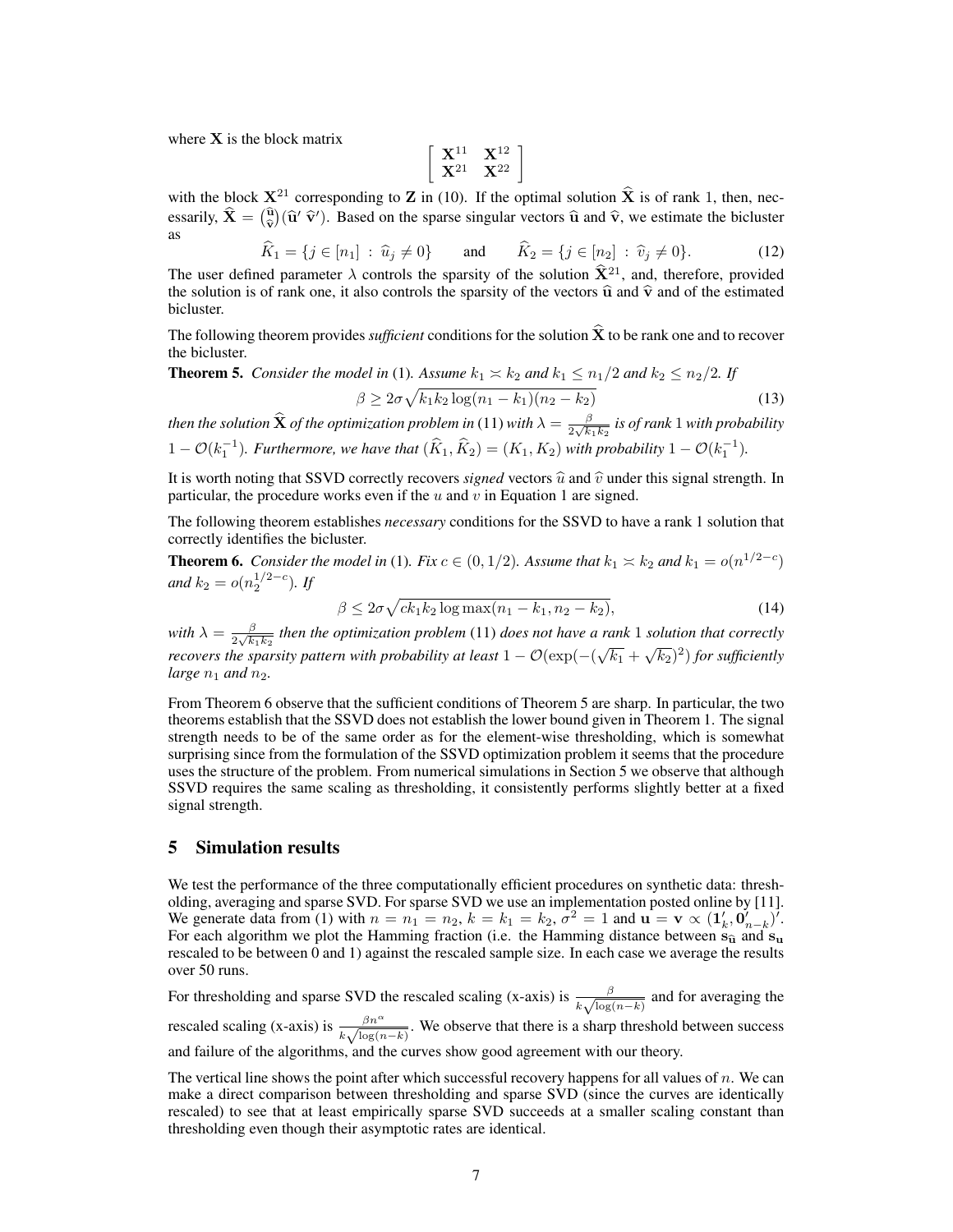where $\mathbf{X}$ is the block matrix

$$\begin{bmatrix} \mathbf{X}^{11} & \mathbf{X}^{12} \\ \mathbf{X}^{21} & \mathbf{X}^{22} \end{bmatrix}$$

with the block $\mathbf{X}^{21}$ corresponding to $\mathbf{Z}$ in (10). If the optimal solution $\widehat{\mathbf{X}}$ is of rank 1, then, necessarily, $\widehat{\mathbf{X}} = \binom{\widehat{\mathbf{u}}}{\widehat{\mathbf{v}}}(\widehat{\mathbf{u}}' \ \widehat{\mathbf{v}}')$. Based on the sparse singular vectors $\widehat{\mathbf{u}}$ and $\widehat{\mathbf{v}}$, we estimate the bicluster as

$$\widehat{K}_1 = \{j \in [n_1] \ : \ \widehat{u}_j \neq 0\} \qquad \text{and} \qquad \widehat{K}_2 = \{j \in [n_2] \ : \ \widehat{v}_j \neq 0\}. \tag{12}$$

The user defined parameter $\lambda$ controls the sparsity of the solution $\widehat{\mathbf{X}}^{21}$, and, therefore, provided the solution is of rank one, it also controls the sparsity of the vectors $\widehat{\mathbf{u}}$ and $\widehat{\mathbf{v}}$ and of the estimated bicluster.

The following theorem provides *sufficient* conditions for the solution $\widehat{\mathbf{X}}$ to be rank one and to recover the bicluster.

**Theorem 5.** *Consider the model in* (1). *Assume $k_1 \asymp k_2$ and $k_1 \leq n_1/2$ and $k_2 \leq n_2/2$. If*

$$\beta \geq 2\sigma\sqrt{k_1 k_2 \log(n_1 - k_1)(n_2 - k_2)} \tag{13}$$

*then the solution $\widehat{\mathbf{X}}$ of the optimization problem in* (11) *with $\lambda = \frac{\beta}{2\sqrt{k_1 k_2}}$ is of rank 1 with probability $1 - \mathcal{O}(k_1^{-1})$. Furthermore, we have that $(\widehat{K}_1, \widehat{K}_2) = (K_1, K_2)$ with probability $1 - \mathcal{O}(k_1^{-1})$.*

It is worth noting that SSVD correctly recovers *signed* vectors $\widehat{u}$ and $\widehat{v}$ under this signal strength. In particular, the procedure works even if the $u$ and $v$ in Equation 1 are signed.

The following theorem establishes *necessary* conditions for the SSVD to have a rank 1 solution that correctly identifies the bicluster.

**Theorem 6.** *Consider the model in* (1). *Fix $c \in (0, 1/2)$. Assume that $k_1 \asymp k_2$ and $k_1 = o(n^{1/2-c})$ and $k_2 = o(n_2^{1/2-c})$. If*

$$\beta \leq 2\sigma\sqrt{ck_1 k_2 \log \max(n_1 - k_1, n_2 - k_2)}, \tag{14}$$

*with $\lambda = \frac{\beta}{2\sqrt{k_1 k_2}}$ then the optimization problem* (11) *does not have a rank 1 solution that correctly recovers the sparsity pattern with probability at least $1 - \mathcal{O}(\exp(-(\sqrt{k_1} + \sqrt{k_2})^2)$ for sufficiently large $n_1$ and $n_2$.*

From Theorem 6 observe that the sufficient conditions of Theorem 5 are sharp. In particular, the two theorems establish that the SSVD does not establish the lower bound given in Theorem 1. The signal strength needs to be of the same order as for the element-wise thresholding, which is somewhat surprising since from the formulation of the SSVD optimization problem it seems that the procedure uses the structure of the problem. From numerical simulations in Section 5 we observe that although SSVD requires the same scaling as thresholding, it consistently performs slightly better at a fixed signal strength.

## 5 Simulation results

We test the performance of the three computationally efficient procedures on synthetic data: thresholding, averaging and sparse SVD. For sparse SVD we use an implementation posted online by [11]. We generate data from (1) with $n = n_1 = n_2$, $k = k_1 = k_2$, $\sigma^2 = 1$ and $\mathbf{u} = \mathbf{v} \propto (\mathbf{1}_k', \mathbf{0}_{n-k}')'$. For each algorithm we plot the Hamming fraction (i.e. the Hamming distance between $\mathbf{s}_{\widehat{\mathbf{u}}}$ and $\mathbf{s}_{\mathbf{u}}$ rescaled to be between 0 and 1) against the rescaled sample size. In each case we average the results over 50 runs.

For thresholding and sparse SVD the rescaled scaling (x-axis) is $\frac{\beta}{k\sqrt{\log(n-k)}}$ and for averaging the rescaled scaling (x-axis) is $\frac{\beta n^{\alpha}}{k\sqrt{\log(n-k)}}$. We observe that there is a sharp threshold between success and failure of the algorithms, and the curves show good agreement with our theory.

The vertical line shows the point after which successful recovery happens for all values of $n$. We can make a direct comparison between thresholding and sparse SVD (since the curves are identically rescaled) to see that at least empirically sparse SVD succeeds at a smaller scaling constant than thresholding even though their asymptotic rates are identical.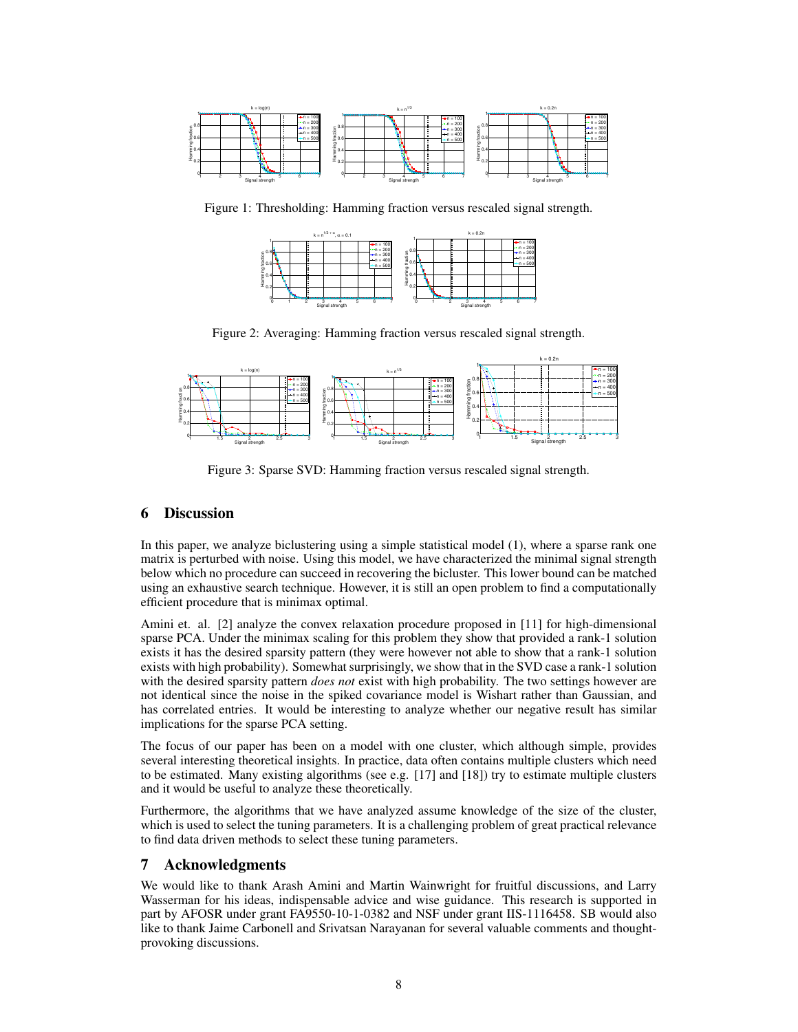Figure 1: Thresholding: Hamming fraction versus rescaled signal strength.

Figure 2: Averaging: Hamming fraction versus rescaled signal strength.

Figure 3: Sparse SVD: Hamming fraction versus rescaled signal strength.

## 6 Discussion

In this paper, we analyze biclustering using a simple statistical model (1), where a sparse rank one matrix is perturbed with noise. Using this model, we have characterized the minimal signal strength below which no procedure can succeed in recovering the bicluster. This lower bound can be matched using an exhaustive search technique. However, it is still an open problem to find a computationally efficient procedure that is minimax optimal.

Amini et. al. [2] analyze the convex relaxation procedure proposed in [11] for high-dimensional sparse PCA. Under the minimax scaling for this problem they show that provided a rank-1 solution exists it has the desired sparsity pattern (they were however not able to show that a rank-1 solution exists with high probability). Somewhat surprisingly, we show that in the SVD case a rank-1 solution with the desired sparsity pattern *does not* exist with high probability. The two settings however are not identical since the noise in the spiked covariance model is Wishart rather than Gaussian, and has correlated entries. It would be interesting to analyze whether our negative result has similar implications for the sparse PCA setting.

The focus of our paper has been on a model with one cluster, which although simple, provides several interesting theoretical insights. In practice, data often contains multiple clusters which need to be estimated. Many existing algorithms (see e.g. [17] and [18]) try to estimate multiple clusters and it would be useful to analyze these theoretically.

Furthermore, the algorithms that we have analyzed assume knowledge of the size of the cluster, which is used to select the tuning parameters. It is a challenging problem of great practical relevance to find data driven methods to select these tuning parameters.

## 7 Acknowledgments

We would like to thank Arash Amini and Martin Wainwright for fruitful discussions, and Larry Wasserman for his ideas, indispensable advice and wise guidance. This research is supported in part by AFOSR under grant FA9550-10-1-0382 and NSF under grant IIS-1116458. SB would also like to thank Jaime Carbonell and Srivatsan Narayanan for several valuable comments and thought-provoking discussions.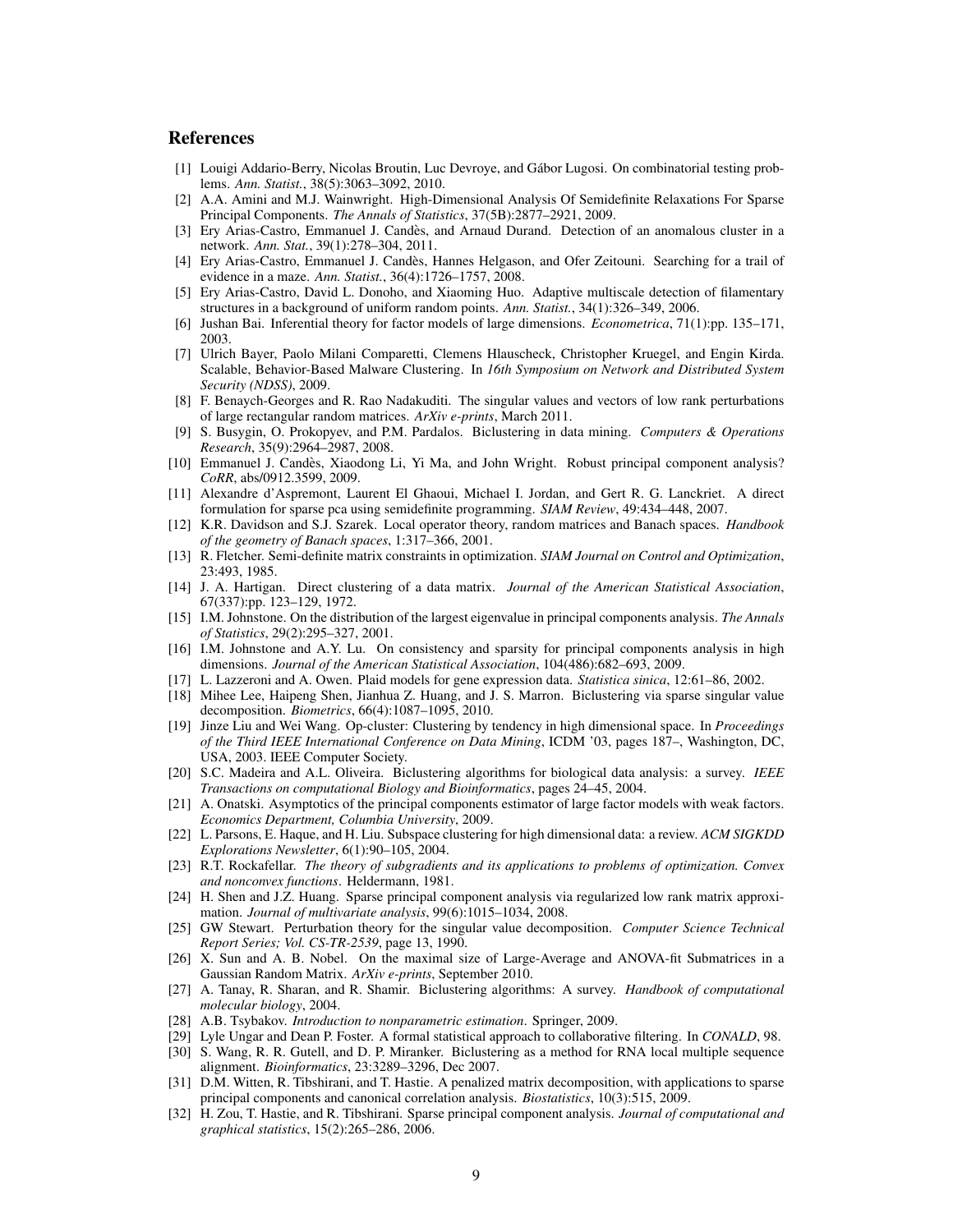## References

[1] Louigi Addario-Berry, Nicolas Broutin, Luc Devroye, and Gábor Lugosi. On combinatorial testing problems. *Ann. Statist.*, 38(5):3063–3092, 2010.

[2] A.A. Amini and M.J. Wainwright. High-Dimensional Analysis Of Semidefinite Relaxations For Sparse Principal Components. *The Annals of Statistics*, 37(5B):2877–2921, 2009.

[3] Ery Arias-Castro, Emmanuel J. Candès, and Arnaud Durand. Detection of an anomalous cluster in a network. *Ann. Stat.*, 39(1):278–304, 2011.

[4] Ery Arias-Castro, Emmanuel J. Candès, Hannes Helgason, and Ofer Zeitouni. Searching for a trail of evidence in a maze. *Ann. Statist.*, 36(4):1726–1757, 2008.

[5] Ery Arias-Castro, David L. Donoho, and Xiaoming Huo. Adaptive multiscale detection of filamentary structures in a background of uniform random points. *Ann. Statist.*, 34(1):326–349, 2006.

[6] Jushan Bai. Inferential theory for factor models of large dimensions. *Econometrica*, 71(1):pp. 135–171, 2003.

[7] Ulrich Bayer, Paolo Milani Comparetti, Clemens Hlauscheck, Christopher Kruegel, and Engin Kirda. Scalable, Behavior-Based Malware Clustering. In *16th Symposium on Network and Distributed System Security (NDSS)*, 2009.

[8] F. Benaych-Georges and R. Rao Nadakuditi. The singular values and vectors of low rank perturbations of large rectangular random matrices. *ArXiv e-prints*, March 2011.

[9] S. Busygin, O. Prokopyev, and P.M. Pardalos. Biclustering in data mining. *Computers & Operations Research*, 35(9):2964–2987, 2008.

[10] Emmanuel J. Candès, Xiaodong Li, Yi Ma, and John Wright. Robust principal component analysis? *CoRR*, abs/0912.3599, 2009.

[11] Alexandre d'Aspremont, Laurent El Ghaoui, Michael I. Jordan, and Gert R. G. Lanckriet. A direct formulation for sparse pca using semidefinite programming. *SIAM Review*, 49:434–448, 2007.

[12] K.R. Davidson and S.J. Szarek. Local operator theory, random matrices and Banach spaces. *Handbook of the geometry of Banach spaces*, 1:317–366, 2001.

[13] R. Fletcher. Semi-definite matrix constraints in optimization. *SIAM Journal on Control and Optimization*, 23:493, 1985.

[14] J. A. Hartigan. Direct clustering of a data matrix. *Journal of the American Statistical Association*, 67(337):pp. 123–129, 1972.

[15] I.M. Johnstone. On the distribution of the largest eigenvalue in principal components analysis. *The Annals of Statistics*, 29(2):295–327, 2001.

[16] I.M. Johnstone and A.Y. Lu. On consistency and sparsity for principal components analysis in high dimensions. *Journal of the American Statistical Association*, 104(486):682–693, 2009.

[17] L. Lazzeroni and A. Owen. Plaid models for gene expression data. *Statistica sinica*, 12:61–86, 2002.

[18] Mihee Lee, Haipeng Shen, Jianhua Z. Huang, and J. S. Marron. Biclustering via sparse singular value decomposition. *Biometrics*, 66(4):1087–1095, 2010.

[19] Jinze Liu and Wei Wang. Op-cluster: Clustering by tendency in high dimensional space. In *Proceedings of the Third IEEE International Conference on Data Mining*, ICDM '03, pages 187–, Washington, DC, USA, 2003. IEEE Computer Society.

[20] S.C. Madeira and A.L. Oliveira. Biclustering algorithms for biological data analysis: a survey. *IEEE Transactions on computational Biology and Bioinformatics*, pages 24–45, 2004.

[21] A. Onatski. Asymptotics of the principal components estimator of large factor models with weak factors. *Economics Department, Columbia University*, 2009.

[22] L. Parsons, E. Haque, and H. Liu. Subspace clustering for high dimensional data: a review. *ACM SIGKDD Explorations Newsletter*, 6(1):90–105, 2004.

[23] R.T. Rockafellar. *The theory of subgradients and its applications to problems of optimization. Convex and nonconvex functions*. Heldermann, 1981.

[24] H. Shen and J.Z. Huang. Sparse principal component analysis via regularized low rank matrix approximation. *Journal of multivariate analysis*, 99(6):1015–1034, 2008.

[25] GW Stewart. Perturbation theory for the singular value decomposition. *Computer Science Technical Report Series; Vol. CS-TR-2539*, page 13, 1990.

[26] X. Sun and A. B. Nobel. On the maximal size of Large-Average and ANOVA-fit Submatrices in a Gaussian Random Matrix. *ArXiv e-prints*, September 2010.

[27] A. Tanay, R. Sharan, and R. Shamir. Biclustering algorithms: A survey. *Handbook of computational molecular biology*, 2004.

[28] A.B. Tsybakov. *Introduction to nonparametric estimation*. Springer, 2009.

[29] Lyle Ungar and Dean P. Foster. A formal statistical approach to collaborative filtering. In *CONALD*, 98.

[30] S. Wang, R. R. Gutell, and D. P. Miranker. Biclustering as a method for RNA local multiple sequence alignment. *Bioinformatics*, 23:3289–3296, Dec 2007.

[31] D.M. Witten, R. Tibshirani, and T. Hastie. A penalized matrix decomposition, with applications to sparse principal components and canonical correlation analysis. *Biostatistics*, 10(3):515, 2009.

[32] H. Zou, T. Hastie, and R. Tibshirani. Sparse principal component analysis. *Journal of computational and graphical statistics*, 15(2):265–286, 2006.